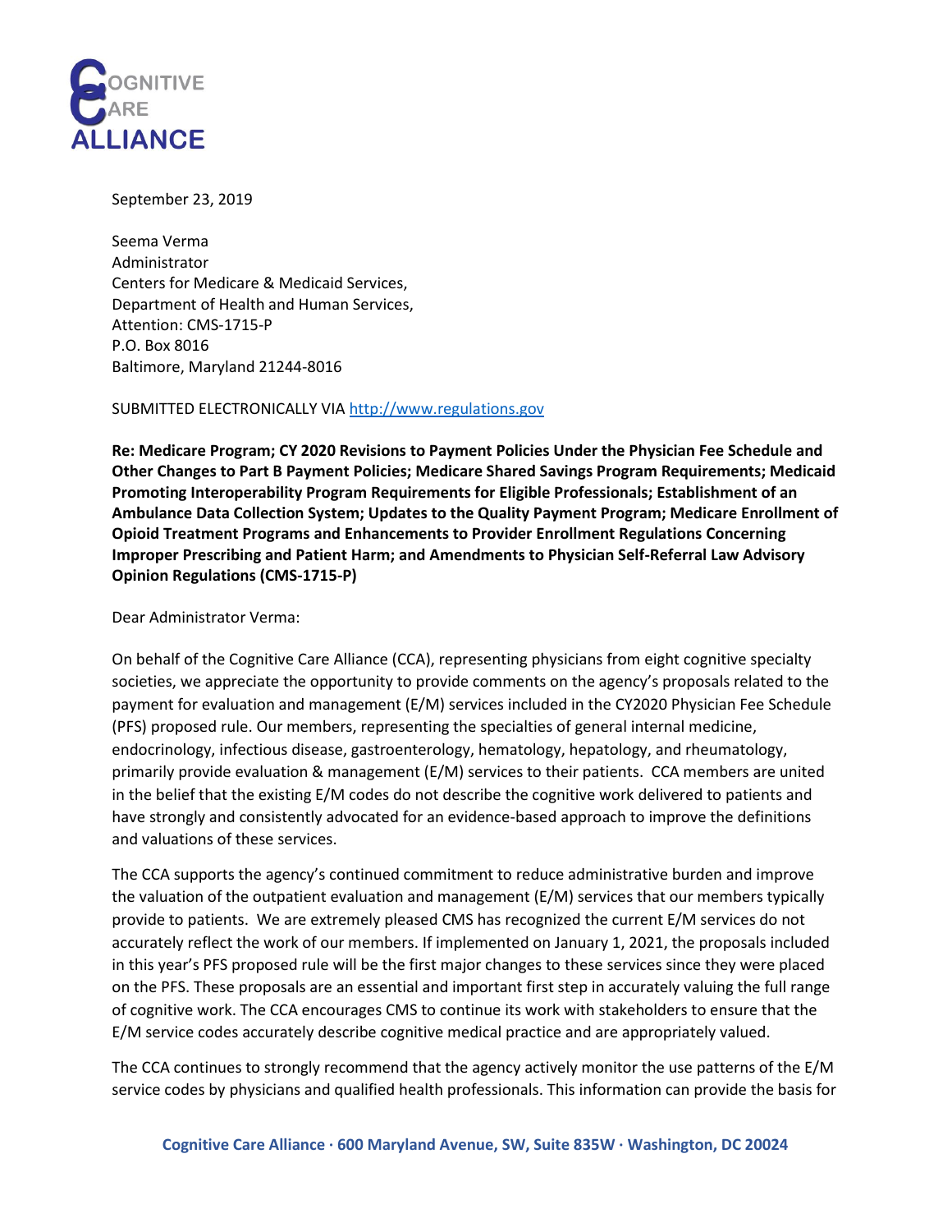COGNITIVE CARE ALLIANCE

September 23, 2019

Seema Verma
Administrator
Centers for Medicare & Medicaid Services,
Department of Health and Human Services,
Attention: CMS-1715-P
P.O. Box 8016
Baltimore, Maryland 21244-8016

SUBMITTED ELECTRONICALLY VIA http://www.regulations.gov

**Re: Medicare Program; CY 2020 Revisions to Payment Policies Under the Physician Fee Schedule and Other Changes to Part B Payment Policies; Medicare Shared Savings Program Requirements; Medicaid Promoting Interoperability Program Requirements for Eligible Professionals; Establishment of an Ambulance Data Collection System; Updates to the Quality Payment Program; Medicare Enrollment of Opioid Treatment Programs and Enhancements to Provider Enrollment Regulations Concerning Improper Prescribing and Patient Harm; and Amendments to Physician Self-Referral Law Advisory Opinion Regulations (CMS-1715-P)**

Dear Administrator Verma:

On behalf of the Cognitive Care Alliance (CCA), representing physicians from eight cognitive specialty societies, we appreciate the opportunity to provide comments on the agency's proposals related to the payment for evaluation and management (E/M) services included in the CY2020 Physician Fee Schedule (PFS) proposed rule. Our members, representing the specialties of general internal medicine, endocrinology, infectious disease, gastroenterology, hematology, hepatology, and rheumatology, primarily provide evaluation & management (E/M) services to their patients. CCA members are united in the belief that the existing E/M codes do not describe the cognitive work delivered to patients and have strongly and consistently advocated for an evidence-based approach to improve the definitions and valuations of these services.

The CCA supports the agency's continued commitment to reduce administrative burden and improve the valuation of the outpatient evaluation and management (E/M) services that our members typically provide to patients. We are extremely pleased CMS has recognized the current E/M services do not accurately reflect the work of our members. If implemented on January 1, 2021, the proposals included in this year's PFS proposed rule will be the first major changes to these services since they were placed on the PFS. These proposals are an essential and important first step in accurately valuing the full range of cognitive work. The CCA encourages CMS to continue its work with stakeholders to ensure that the E/M service codes accurately describe cognitive medical practice and are appropriately valued.

The CCA continues to strongly recommend that the agency actively monitor the use patterns of the E/M service codes by physicians and qualified health professionals. This information can provide the basis for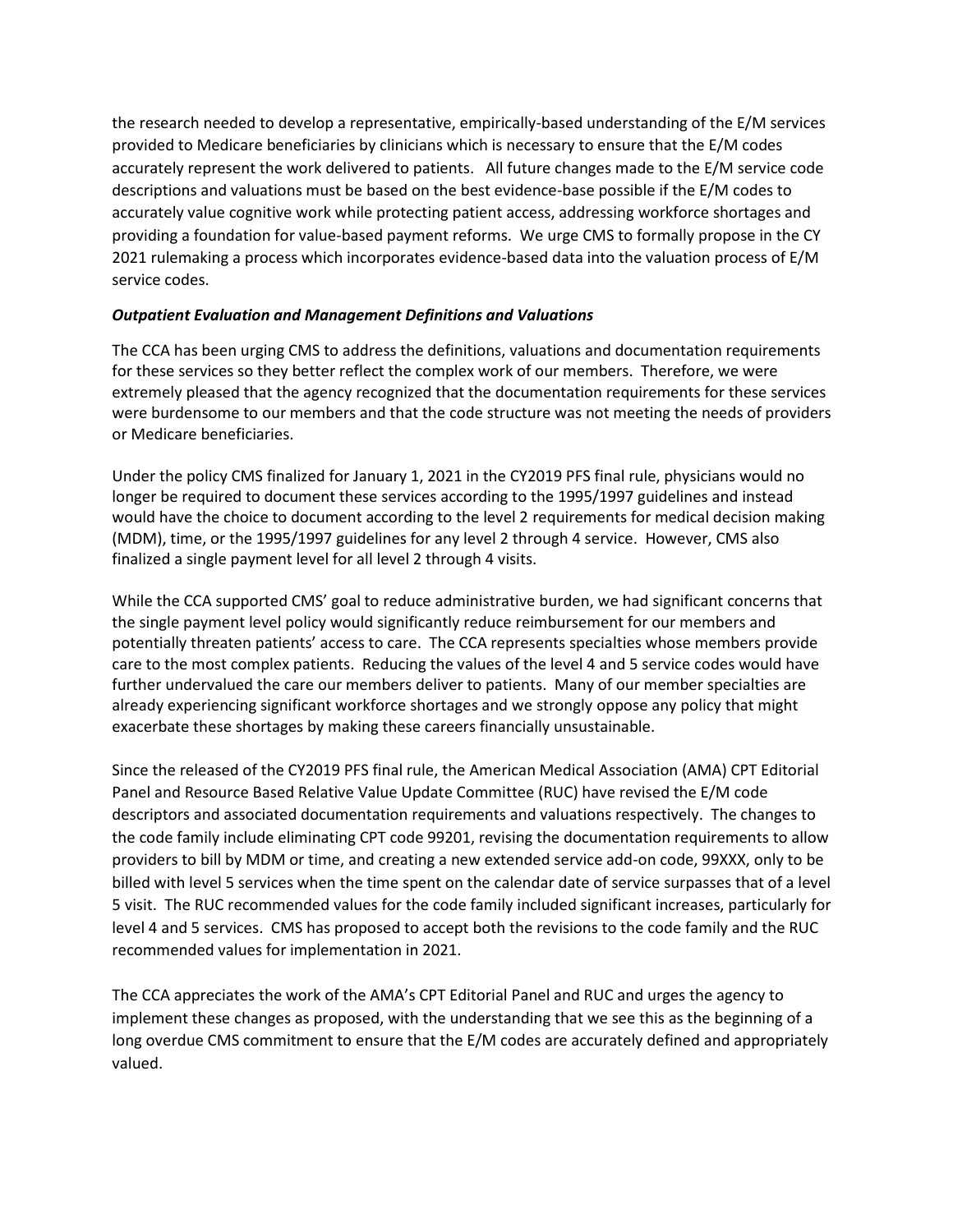the research needed to develop a representative, empirically-based understanding of the E/M services provided to Medicare beneficiaries by clinicians which is necessary to ensure that the E/M codes accurately represent the work delivered to patients. All future changes made to the E/M service code descriptions and valuations must be based on the best evidence-base possible if the E/M codes to accurately value cognitive work while protecting patient access, addressing workforce shortages and providing a foundation for value-based payment reforms. We urge CMS to formally propose in the CY 2021 rulemaking a process which incorporates evidence-based data into the valuation process of E/M service codes.

***Outpatient Evaluation and Management Definitions and Valuations***

The CCA has been urging CMS to address the definitions, valuations and documentation requirements for these services so they better reflect the complex work of our members. Therefore, we were extremely pleased that the agency recognized that the documentation requirements for these services were burdensome to our members and that the code structure was not meeting the needs of providers or Medicare beneficiaries.

Under the policy CMS finalized for January 1, 2021 in the CY2019 PFS final rule, physicians would no longer be required to document these services according to the 1995/1997 guidelines and instead would have the choice to document according to the level 2 requirements for medical decision making (MDM), time, or the 1995/1997 guidelines for any level 2 through 4 service. However, CMS also finalized a single payment level for all level 2 through 4 visits.

While the CCA supported CMS' goal to reduce administrative burden, we had significant concerns that the single payment level policy would significantly reduce reimbursement for our members and potentially threaten patients' access to care. The CCA represents specialties whose members provide care to the most complex patients. Reducing the values of the level 4 and 5 service codes would have further undervalued the care our members deliver to patients. Many of our member specialties are already experiencing significant workforce shortages and we strongly oppose any policy that might exacerbate these shortages by making these careers financially unsustainable.

Since the released of the CY2019 PFS final rule, the American Medical Association (AMA) CPT Editorial Panel and Resource Based Relative Value Update Committee (RUC) have revised the E/M code descriptors and associated documentation requirements and valuations respectively. The changes to the code family include eliminating CPT code 99201, revising the documentation requirements to allow providers to bill by MDM or time, and creating a new extended service add-on code, 99XXX, only to be billed with level 5 services when the time spent on the calendar date of service surpasses that of a level 5 visit. The RUC recommended values for the code family included significant increases, particularly for level 4 and 5 services. CMS has proposed to accept both the revisions to the code family and the RUC recommended values for implementation in 2021.

The CCA appreciates the work of the AMA's CPT Editorial Panel and RUC and urges the agency to implement these changes as proposed, with the understanding that we see this as the beginning of a long overdue CMS commitment to ensure that the E/M codes are accurately defined and appropriately valued.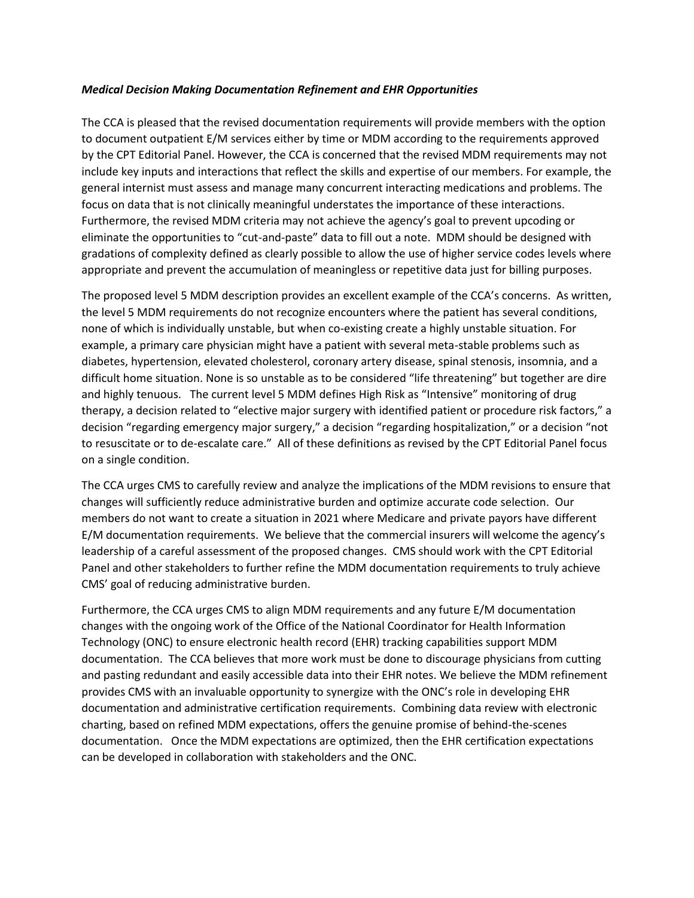***Medical Decision Making Documentation Refinement and EHR Opportunities***

The CCA is pleased that the revised documentation requirements will provide members with the option to document outpatient E/M services either by time or MDM according to the requirements approved by the CPT Editorial Panel. However, the CCA is concerned that the revised MDM requirements may not include key inputs and interactions that reflect the skills and expertise of our members. For example, the general internist must assess and manage many concurrent interacting medications and problems. The focus on data that is not clinically meaningful understates the importance of these interactions. Furthermore, the revised MDM criteria may not achieve the agency's goal to prevent upcoding or eliminate the opportunities to "cut-and-paste" data to fill out a note. MDM should be designed with gradations of complexity defined as clearly possible to allow the use of higher service codes levels where appropriate and prevent the accumulation of meaningless or repetitive data just for billing purposes.

The proposed level 5 MDM description provides an excellent example of the CCA's concerns. As written, the level 5 MDM requirements do not recognize encounters where the patient has several conditions, none of which is individually unstable, but when co-existing create a highly unstable situation. For example, a primary care physician might have a patient with several meta-stable problems such as diabetes, hypertension, elevated cholesterol, coronary artery disease, spinal stenosis, insomnia, and a difficult home situation. None is so unstable as to be considered "life threatening" but together are dire and highly tenuous. The current level 5 MDM defines High Risk as "Intensive" monitoring of drug therapy, a decision related to "elective major surgery with identified patient or procedure risk factors," a decision "regarding emergency major surgery," a decision "regarding hospitalization," or a decision "not to resuscitate or to de-escalate care." All of these definitions as revised by the CPT Editorial Panel focus on a single condition.

The CCA urges CMS to carefully review and analyze the implications of the MDM revisions to ensure that changes will sufficiently reduce administrative burden and optimize accurate code selection. Our members do not want to create a situation in 2021 where Medicare and private payors have different E/M documentation requirements. We believe that the commercial insurers will welcome the agency's leadership of a careful assessment of the proposed changes. CMS should work with the CPT Editorial Panel and other stakeholders to further refine the MDM documentation requirements to truly achieve CMS' goal of reducing administrative burden.

Furthermore, the CCA urges CMS to align MDM requirements and any future E/M documentation changes with the ongoing work of the Office of the National Coordinator for Health Information Technology (ONC) to ensure electronic health record (EHR) tracking capabilities support MDM documentation. The CCA believes that more work must be done to discourage physicians from cutting and pasting redundant and easily accessible data into their EHR notes. We believe the MDM refinement provides CMS with an invaluable opportunity to synergize with the ONC's role in developing EHR documentation and administrative certification requirements. Combining data review with electronic charting, based on refined MDM expectations, offers the genuine promise of behind-the-scenes documentation. Once the MDM expectations are optimized, then the EHR certification expectations can be developed in collaboration with stakeholders and the ONC.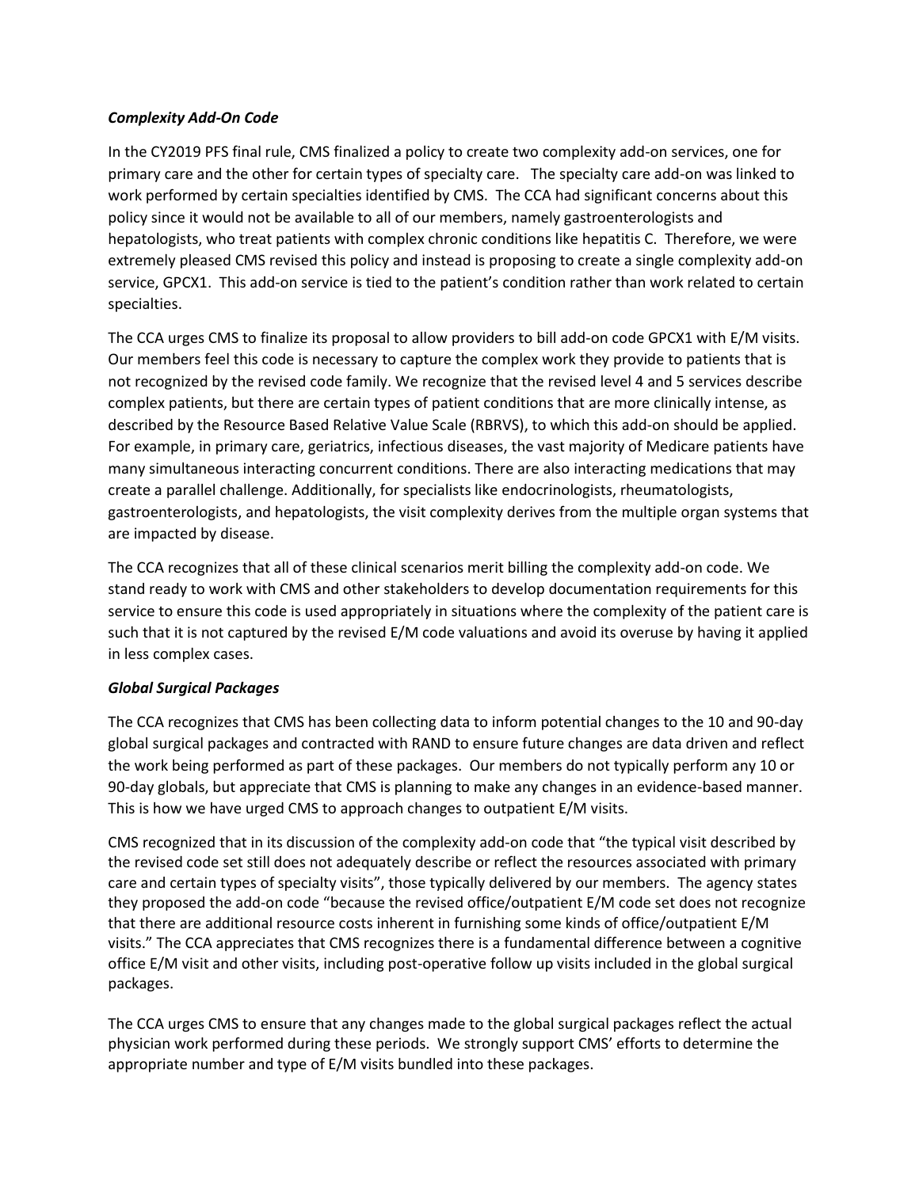### *Complexity Add-On Code*

In the CY2019 PFS final rule, CMS finalized a policy to create two complexity add-on services, one for primary care and the other for certain types of specialty care. The specialty care add-on was linked to work performed by certain specialties identified by CMS. The CCA had significant concerns about this policy since it would not be available to all of our members, namely gastroenterologists and hepatologists, who treat patients with complex chronic conditions like hepatitis C. Therefore, we were extremely pleased CMS revised this policy and instead is proposing to create a single complexity add-on service, GPCX1. This add-on service is tied to the patient's condition rather than work related to certain specialties.

The CCA urges CMS to finalize its proposal to allow providers to bill add-on code GPCX1 with E/M visits. Our members feel this code is necessary to capture the complex work they provide to patients that is not recognized by the revised code family. We recognize that the revised level 4 and 5 services describe complex patients, but there are certain types of patient conditions that are more clinically intense, as described by the Resource Based Relative Value Scale (RBRVS), to which this add-on should be applied. For example, in primary care, geriatrics, infectious diseases, the vast majority of Medicare patients have many simultaneous interacting concurrent conditions. There are also interacting medications that may create a parallel challenge. Additionally, for specialists like endocrinologists, rheumatologists, gastroenterologists, and hepatologists, the visit complexity derives from the multiple organ systems that are impacted by disease.

The CCA recognizes that all of these clinical scenarios merit billing the complexity add-on code. We stand ready to work with CMS and other stakeholders to develop documentation requirements for this service to ensure this code is used appropriately in situations where the complexity of the patient care is such that it is not captured by the revised E/M code valuations and avoid its overuse by having it applied in less complex cases.

### *Global Surgical Packages*

The CCA recognizes that CMS has been collecting data to inform potential changes to the 10 and 90-day global surgical packages and contracted with RAND to ensure future changes are data driven and reflect the work being performed as part of these packages. Our members do not typically perform any 10 or 90-day globals, but appreciate that CMS is planning to make any changes in an evidence-based manner. This is how we have urged CMS to approach changes to outpatient E/M visits.

CMS recognized that in its discussion of the complexity add-on code that "the typical visit described by the revised code set still does not adequately describe or reflect the resources associated with primary care and certain types of specialty visits", those typically delivered by our members. The agency states they proposed the add-on code "because the revised office/outpatient E/M code set does not recognize that there are additional resource costs inherent in furnishing some kinds of office/outpatient E/M visits." The CCA appreciates that CMS recognizes there is a fundamental difference between a cognitive office E/M visit and other visits, including post-operative follow up visits included in the global surgical packages.

The CCA urges CMS to ensure that any changes made to the global surgical packages reflect the actual physician work performed during these periods. We strongly support CMS' efforts to determine the appropriate number and type of E/M visits bundled into these packages.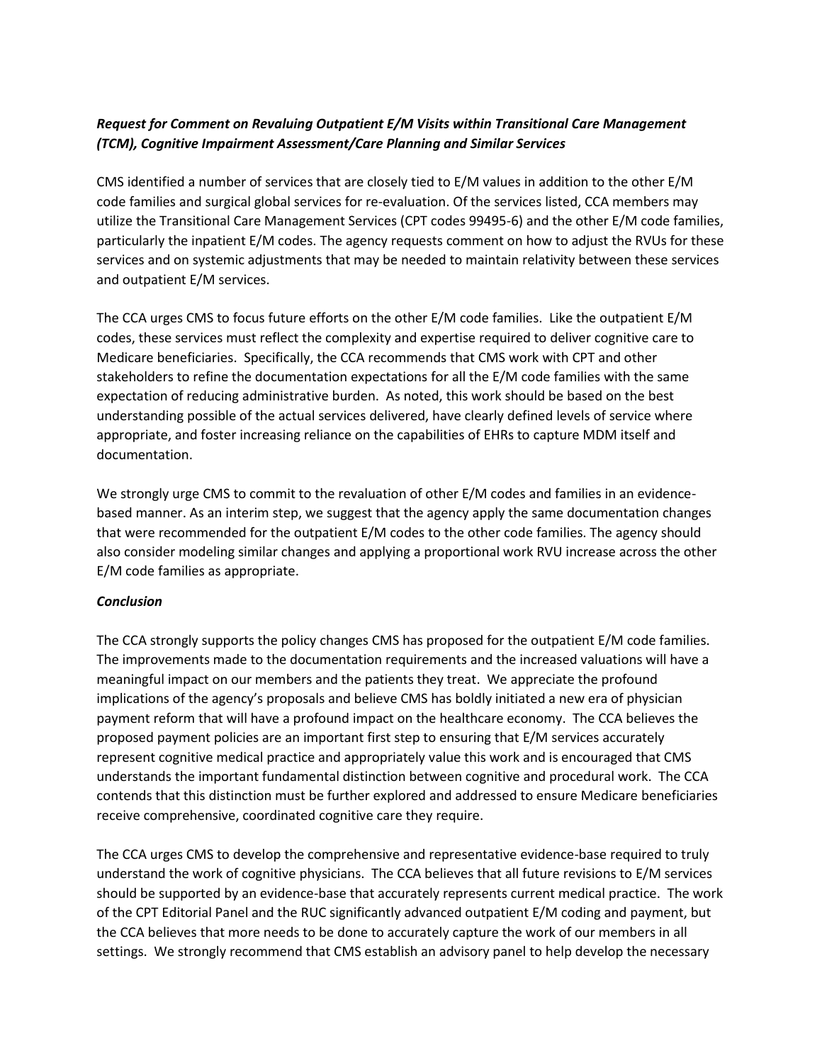***Request for Comment on Revaluing Outpatient E/M Visits within Transitional Care Management (TCM), Cognitive Impairment Assessment/Care Planning and Similar Services***

CMS identified a number of services that are closely tied to E/M values in addition to the other E/M code families and surgical global services for re-evaluation. Of the services listed, CCA members may utilize the Transitional Care Management Services (CPT codes 99495-6) and the other E/M code families, particularly the inpatient E/M codes. The agency requests comment on how to adjust the RVUs for these services and on systemic adjustments that may be needed to maintain relativity between these services and outpatient E/M services.

The CCA urges CMS to focus future efforts on the other E/M code families. Like the outpatient E/M codes, these services must reflect the complexity and expertise required to deliver cognitive care to Medicare beneficiaries. Specifically, the CCA recommends that CMS work with CPT and other stakeholders to refine the documentation expectations for all the E/M code families with the same expectation of reducing administrative burden. As noted, this work should be based on the best understanding possible of the actual services delivered, have clearly defined levels of service where appropriate, and foster increasing reliance on the capabilities of EHRs to capture MDM itself and documentation.

We strongly urge CMS to commit to the revaluation of other E/M codes and families in an evidence-based manner. As an interim step, we suggest that the agency apply the same documentation changes that were recommended for the outpatient E/M codes to the other code families. The agency should also consider modeling similar changes and applying a proportional work RVU increase across the other E/M code families as appropriate.

***Conclusion***

The CCA strongly supports the policy changes CMS has proposed for the outpatient E/M code families. The improvements made to the documentation requirements and the increased valuations will have a meaningful impact on our members and the patients they treat. We appreciate the profound implications of the agency's proposals and believe CMS has boldly initiated a new era of physician payment reform that will have a profound impact on the healthcare economy. The CCA believes the proposed payment policies are an important first step to ensuring that E/M services accurately represent cognitive medical practice and appropriately value this work and is encouraged that CMS understands the important fundamental distinction between cognitive and procedural work. The CCA contends that this distinction must be further explored and addressed to ensure Medicare beneficiaries receive comprehensive, coordinated cognitive care they require.

The CCA urges CMS to develop the comprehensive and representative evidence-base required to truly understand the work of cognitive physicians. The CCA believes that all future revisions to E/M services should be supported by an evidence-base that accurately represents current medical practice. The work of the CPT Editorial Panel and the RUC significantly advanced outpatient E/M coding and payment, but the CCA believes that more needs to be done to accurately capture the work of our members in all settings. We strongly recommend that CMS establish an advisory panel to help develop the necessary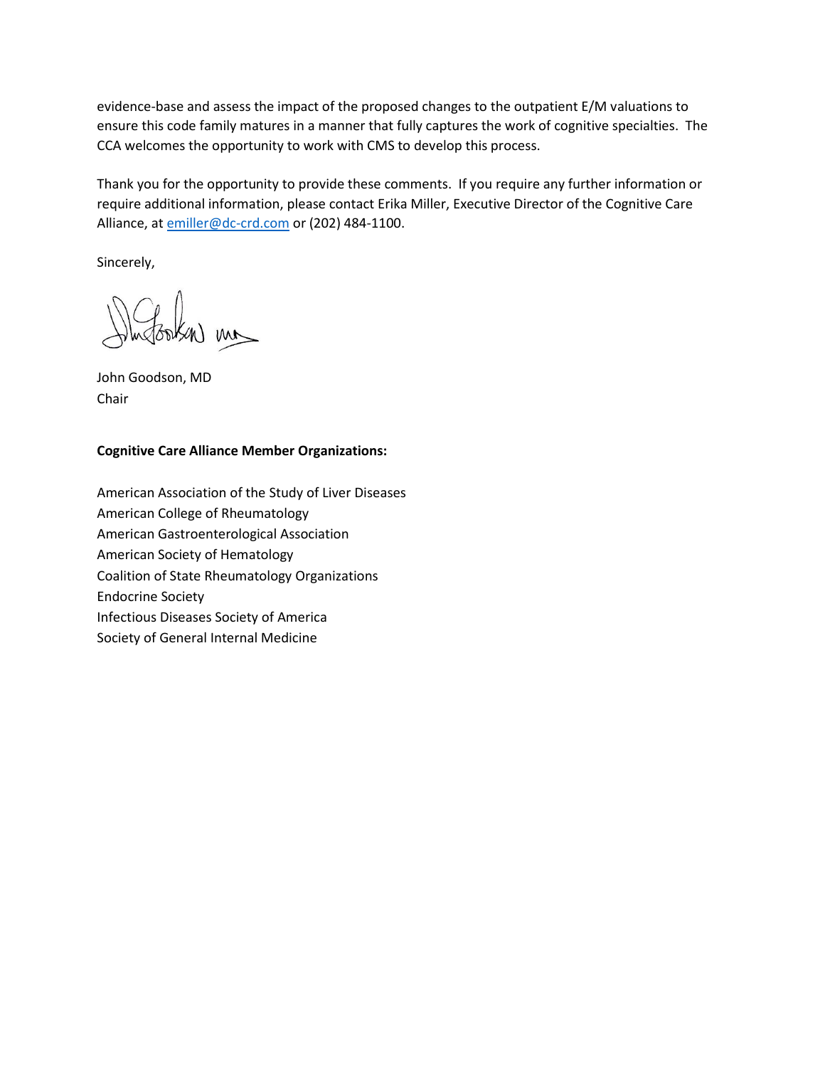evidence-base and assess the impact of the proposed changes to the outpatient E/M valuations to ensure this code family matures in a manner that fully captures the work of cognitive specialties. The CCA welcomes the opportunity to work with CMS to develop this process.

Thank you for the opportunity to provide these comments. If you require any further information or require additional information, please contact Erika Miller, Executive Director of the Cognitive Care Alliance, at emiller@dc-crd.com or (202) 484-1100.

Sincerely,

John Goodson, MD
Chair

**Cognitive Care Alliance Member Organizations:**

American Association of the Study of Liver Diseases
American College of Rheumatology
American Gastroenterological Association
American Society of Hematology
Coalition of State Rheumatology Organizations
Endocrine Society
Infectious Diseases Society of America
Society of General Internal Medicine